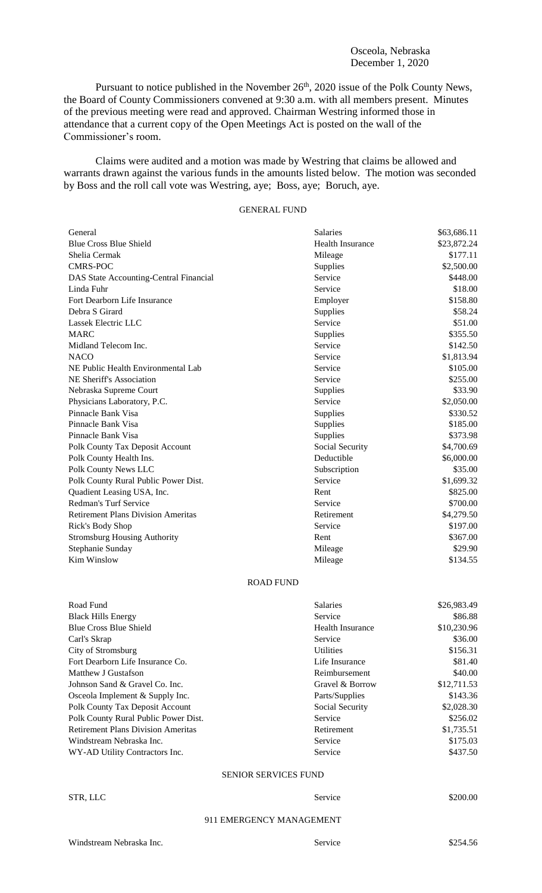Osceola, Nebraska
December 1, 2020

Pursuant to notice published in the November 26th, 2020 issue of the Polk County News, the Board of County Commissioners convened at 9:30 a.m. with all members present. Minutes of the previous meeting were read and approved. Chairman Westring informed those in attendance that a current copy of the Open Meetings Act is posted on the wall of the Commissioner's room.

Claims were audited and a motion was made by Westring that claims be allowed and warrants drawn against the various funds in the amounts listed below. The motion was seconded by Boss and the roll call vote was Westring, aye; Boss, aye; Boruch, aye.

GENERAL FUND

| | | |
|---|---|---|
| General | Salaries | $63,686.11 |
| Blue Cross Blue Shield | Health Insurance | $23,872.24 |
| Shelia Cermak | Mileage | $177.11 |
| CMRS-POC | Supplies | $2,500.00 |
| DAS State Accounting-Central Financial | Service | $448.00 |
| Linda Fuhr | Service | $18.00 |
| Fort Dearborn Life Insurance | Employer | $158.80 |
| Debra S Girard | Supplies | $58.24 |
| Lassek Electric LLC | Service | $51.00 |
| MARC | Supplies | $355.50 |
| Midland Telecom Inc. | Service | $142.50 |
| NACO | Service | $1,813.94 |
| NE Public Health Environmental Lab | Service | $105.00 |
| NE Sheriff's Association | Service | $255.00 |
| Nebraska Supreme Court | Supplies | $33.90 |
| Physicians Laboratory, P.C. | Service | $2,050.00 |
| Pinnacle Bank Visa | Supplies | $330.52 |
| Pinnacle Bank Visa | Supplies | $185.00 |
| Pinnacle Bank Visa | Supplies | $373.98 |
| Polk County Tax Deposit Account | Social Security | $4,700.69 |
| Polk County Health Ins. | Deductible | $6,000.00 |
| Polk County News LLC | Subscription | $35.00 |
| Polk County Rural Public Power Dist. | Service | $1,699.32 |
| Quadient Leasing USA, Inc. | Rent | $825.00 |
| Redman's Turf Service | Service | $700.00 |
| Retirement Plans Division Ameritas | Retirement | $4,279.50 |
| Rick's Body Shop | Service | $197.00 |
| Stromsburg Housing Authority | Rent | $367.00 |
| Stephanie Sunday | Mileage | $29.90 |
| Kim Winslow | Mileage | $134.55 |

ROAD FUND

| | | |
|---|---|---|
| Road Fund | Salaries | $26,983.49 |
| Black Hills Energy | Service | $86.88 |
| Blue Cross Blue Shield | Health Insurance | $10,230.96 |
| Carl's Skrap | Service | $36.00 |
| City of Stromsburg | Utilities | $156.31 |
| Fort Dearborn Life Insurance Co. | Life Insurance | $81.40 |
| Matthew J Gustafson | Reimbursement | $40.00 |
| Johnson Sand & Gravel Co. Inc. | Gravel & Borrow | $12,711.53 |
| Osceola Implement & Supply Inc. | Parts/Supplies | $143.36 |
| Polk County Tax Deposit Account | Social Security | $2,028.30 |
| Polk County Rural Public Power Dist. | Service | $256.02 |
| Retirement Plans Division Ameritas | Retirement | $1,735.51 |
| Windstream Nebraska Inc. | Service | $175.03 |
| WY-AD Utility Contractors Inc. | Service | $437.50 |

SENIOR SERVICES FUND

| | | |
|---|---|---|
| STR, LLC | Service | $200.00 |

911 EMERGENCY MANAGEMENT

| | | |
|---|---|---|
| Windstream Nebraska Inc. | Service | $254.56 |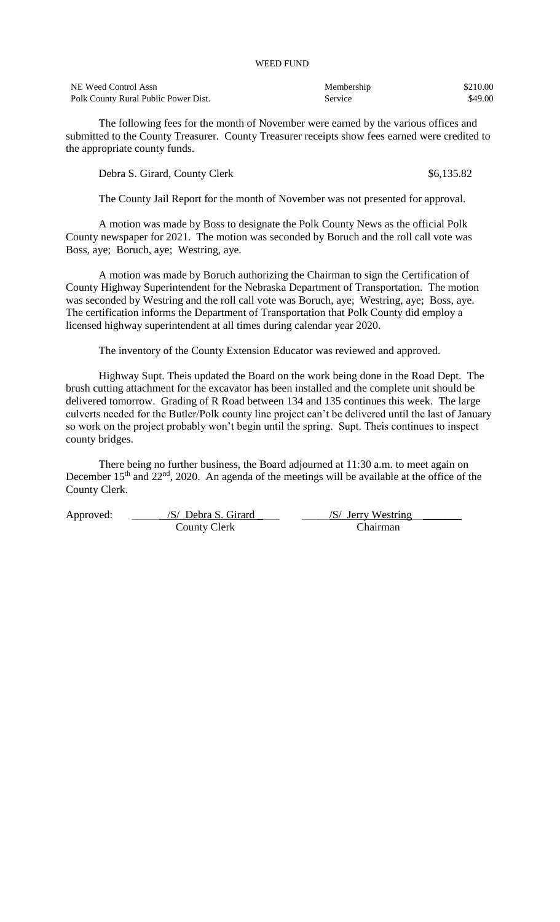WEED FUND

| | | |
|---|---|---|
| NE Weed Control Assn | Membership | $210.00 |
| Polk County Rural Public Power Dist. | Service | $49.00 |

The following fees for the month of November were earned by the various offices and submitted to the County Treasurer. County Treasurer receipts show fees earned were credited to the appropriate county funds.

Debra S. Girard, County Clerk $6,135.82

The County Jail Report for the month of November was not presented for approval.

A motion was made by Boss to designate the Polk County News as the official Polk County newspaper for 2021. The motion was seconded by Boruch and the roll call vote was Boss, aye; Boruch, aye; Westring, aye.

A motion was made by Boruch authorizing the Chairman to sign the Certification of County Highway Superintendent for the Nebraska Department of Transportation. The motion was seconded by Westring and the roll call vote was Boruch, aye; Westring, aye; Boss, aye. The certification informs the Department of Transportation that Polk County did employ a licensed highway superintendent at all times during calendar year 2020.

The inventory of the County Extension Educator was reviewed and approved.

Highway Supt. Theis updated the Board on the work being done in the Road Dept. The brush cutting attachment for the excavator has been installed and the complete unit should be delivered tomorrow. Grading of R Road between 134 and 135 continues this week. The large culverts needed for the Butler/Polk county line project can't be delivered until the last of January so work on the project probably won't begin until the spring. Supt. Theis continues to inspect county bridges.

There being no further business, the Board adjourned at 11:30 a.m. to meet again on December 15th and 22nd, 2020. An agenda of the meetings will be available at the office of the County Clerk.

Approved: /S/ Debra S. Girard — County Clerk /S/ Jerry Westring — Chairman